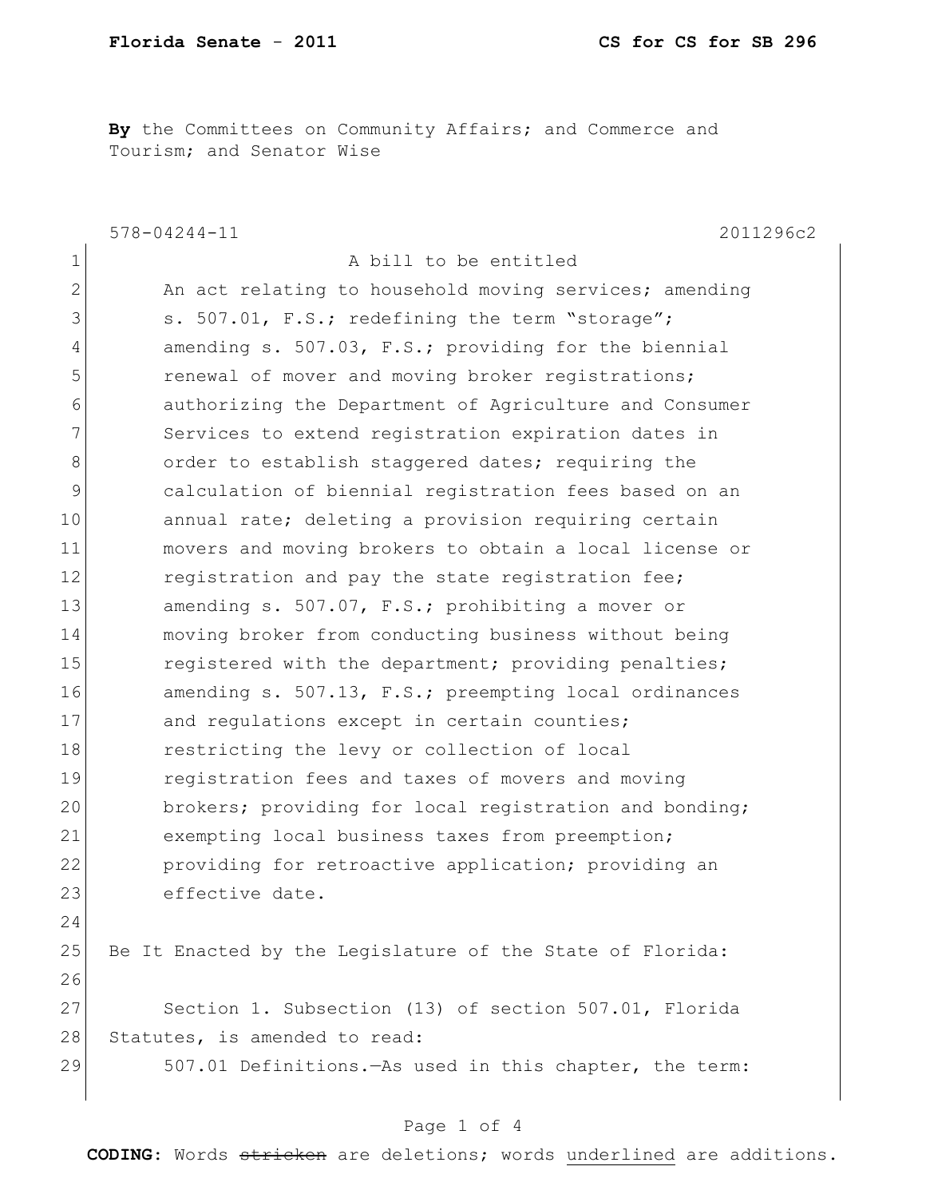**Florida Senate - 2011** **CS for CS for SB 296**

**By** the Committees on Community Affairs; and Commerce and Tourism; and Senator Wise

578-04244-11 2011296c2

A bill to be entitled

An act relating to household moving services; amending s. 507.01, F.S.; redefining the term "storage"; amending s. 507.03, F.S.; providing for the biennial renewal of mover and moving broker registrations; authorizing the Department of Agriculture and Consumer Services to extend registration expiration dates in order to establish staggered dates; requiring the calculation of biennial registration fees based on an annual rate; deleting a provision requiring certain movers and moving brokers to obtain a local license or registration and pay the state registration fee; amending s. 507.07, F.S.; prohibiting a mover or moving broker from conducting business without being registered with the department; providing penalties; amending s. 507.13, F.S.; preempting local ordinances and regulations except in certain counties; restricting the levy or collection of local registration fees and taxes of movers and moving brokers; providing for local registration and bonding; exempting local business taxes from preemption; providing for retroactive application; providing an effective date.

Be It Enacted by the Legislature of the State of Florida:

Section 1. Subsection (13) of section 507.01, Florida Statutes, is amended to read:

507.01 Definitions.—As used in this chapter, the term:

**CODING:** Words ~~stricken~~ are deletions; words underlined are additions.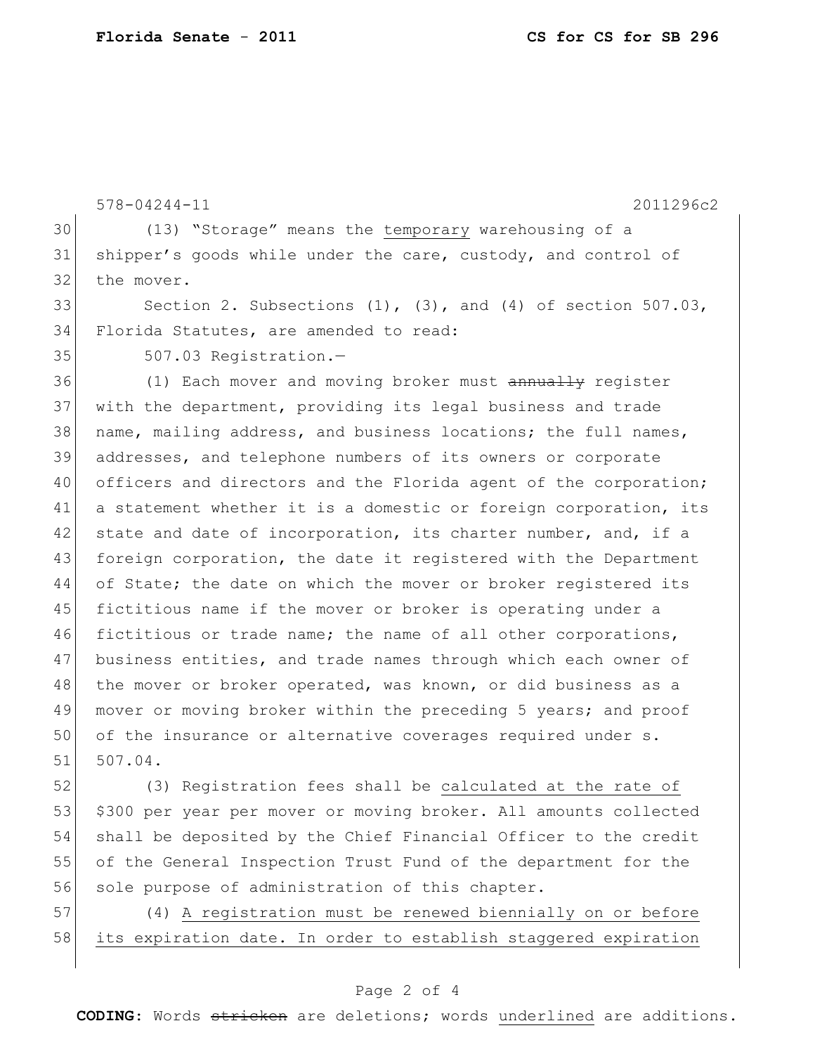(13) "Storage" means the <u>temporary</u> warehousing of a shipper's goods while under the care, custody, and control of the mover.

Section 2. Subsections (1), (3), and (4) of section 507.03, Florida Statutes, are amended to read:

507.03 Registration.—

(1) Each mover and moving broker must ~~annually~~ register with the department, providing its legal business and trade name, mailing address, and business locations; the full names, addresses, and telephone numbers of its owners or corporate officers and directors and the Florida agent of the corporation; a statement whether it is a domestic or foreign corporation, its state and date of incorporation, its charter number, and, if a foreign corporation, the date it registered with the Department of State; the date on which the mover or broker registered its fictitious name if the mover or broker is operating under a fictitious or trade name; the name of all other corporations, business entities, and trade names through which each owner of the mover or broker operated, was known, or did business as a mover or moving broker within the preceding 5 years; and proof of the insurance or alternative coverages required under s. 507.04.

(3) Registration fees shall be <u>calculated at the rate of</u> $300 per year per mover or moving broker. All amounts collected shall be deposited by the Chief Financial Officer to the credit of the General Inspection Trust Fund of the department for the sole purpose of administration of this chapter.

(4) <u>A registration must be renewed biennially on or before its expiration date. In order to establish staggered expiration</u>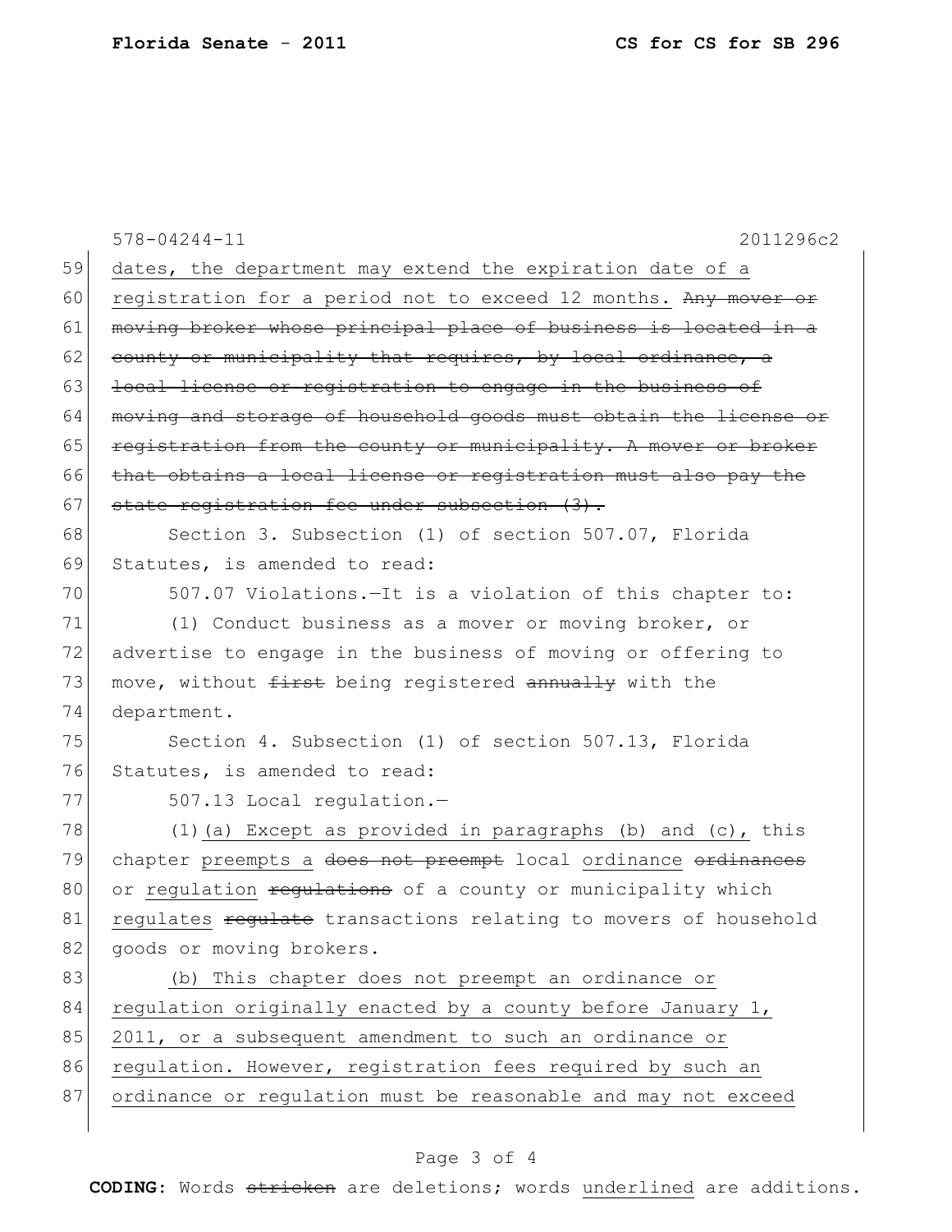dates, the department may extend the expiration date of a registration for a period not to exceed 12 months. ~~Any mover or moving broker whose principal place of business is located in a county or municipality that requires, by local ordinance, a local license or registration to engage in the business of moving and storage of household goods must obtain the license or registration from the county or municipality. A mover or broker that obtains a local license or registration must also pay the state registration fee under subsection (3).~~

Section 3. Subsection (1) of section 507.07, Florida Statutes, is amended to read:

507.07 Violations.—It is a violation of this chapter to:

(1) Conduct business as a mover or moving broker, or advertise to engage in the business of moving or offering to move, without ~~first~~ being registered ~~annually~~ with the department.

Section 4. Subsection (1) of section 507.13, Florida Statutes, is amended to read:

507.13 Local regulation.—

(1)<u>(a) Except as provided in paragraphs (b) and (c),</u> this chapter <u>preempts a</u> ~~does not preempt~~ local <u>ordinance</u> ~~ordinances~~ or <u>regulation</u> ~~regulations~~ of a county or municipality which <u>regulates</u> ~~regulate~~ transactions relating to movers of household goods or moving brokers.

<u>(b) This chapter does not preempt an ordinance or regulation originally enacted by a county before January 1, 2011, or a subsequent amendment to such an ordinance or regulation. However, registration fees required by such an ordinance or regulation must be reasonable and may not exceed</u>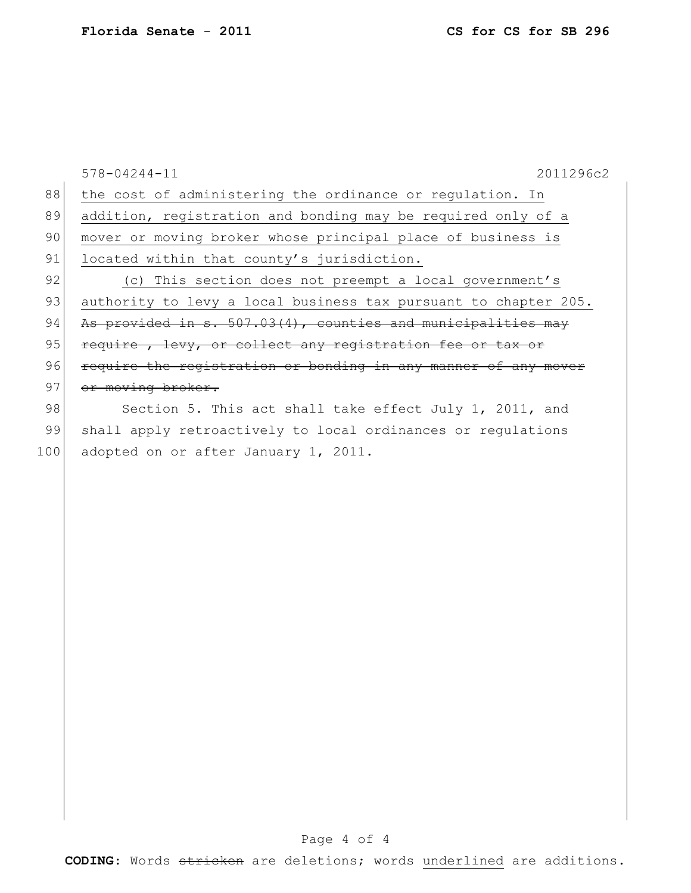88 the cost of administering the ordinance or regulation. In
89 addition, registration and bonding may be required only of a
90 mover or moving broker whose principal place of business is
91 located within that county's jurisdiction.

92 (c) This section does not preempt a local government's
93 authority to levy a local business tax pursuant to chapter 205.
94 ~~As provided in s. 507.03(4), counties and municipalities may~~
95 ~~require , levy, or collect any registration fee or tax or~~
96 ~~require the registration or bonding in any manner of any mover~~
97 ~~or moving broker.~~

98 Section 5. This act shall take effect July 1, 2011, and
99 shall apply retroactively to local ordinances or regulations
100 adopted on or after January 1, 2011.

**CODING:** Words ~~stricken~~ are deletions; words underlined are additions.